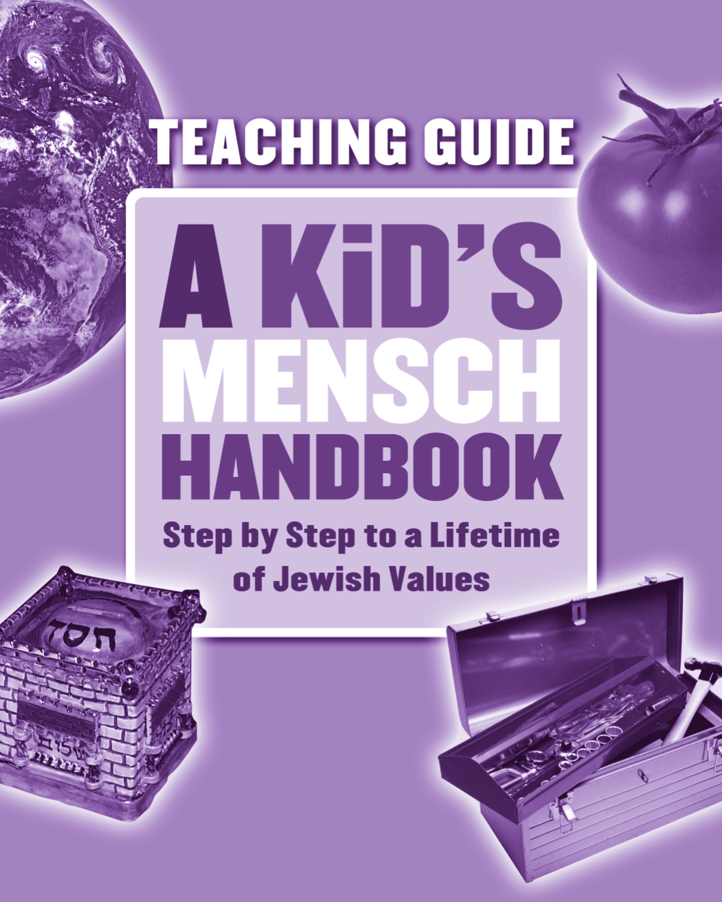# TEACHING GUIDE

# A KiD'S MENSCH HANDBOOK

## Step by Step to a Lifetime of Jewish Values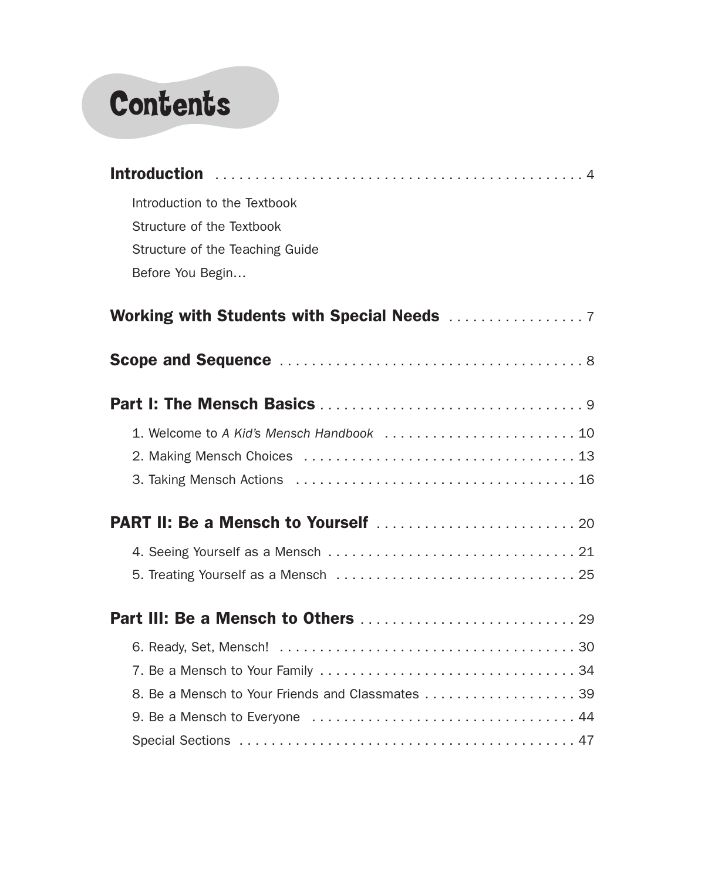# Contents

**Introduction** . . . . . . . . . . 4

- Introduction to the Textbook
- Structure of the Textbook
- Structure of the Teaching Guide
- Before You Begin…

**Working with Students with Special Needs** . . . . . . . . . . 7

**Scope and Sequence** . . . . . . . . . . 8

**Part I: The Mensch Basics** . . . . . . . . . . 9

1. Welcome to *A Kid's Mensch Handbook* . . . . . . . . . . 10
2. Making Mensch Choices . . . . . . . . . . 13
3. Taking Mensch Actions . . . . . . . . . . 16

**PART II: Be a Mensch to Yourself** . . . . . . . . . . 20

4. Seeing Yourself as a Mensch . . . . . . . . . . 21
5. Treating Yourself as a Mensch . . . . . . . . . . 25

**Part III: Be a Mensch to Others** . . . . . . . . . . 29

6. Ready, Set, Mensch! . . . . . . . . . . 30
7. Be a Mensch to Your Family . . . . . . . . . . 34
8. Be a Mensch to Your Friends and Classmates . . . . . . . . . . 39
9. Be a Mensch to Everyone . . . . . . . . . . 44

Special Sections . . . . . . . . . . 47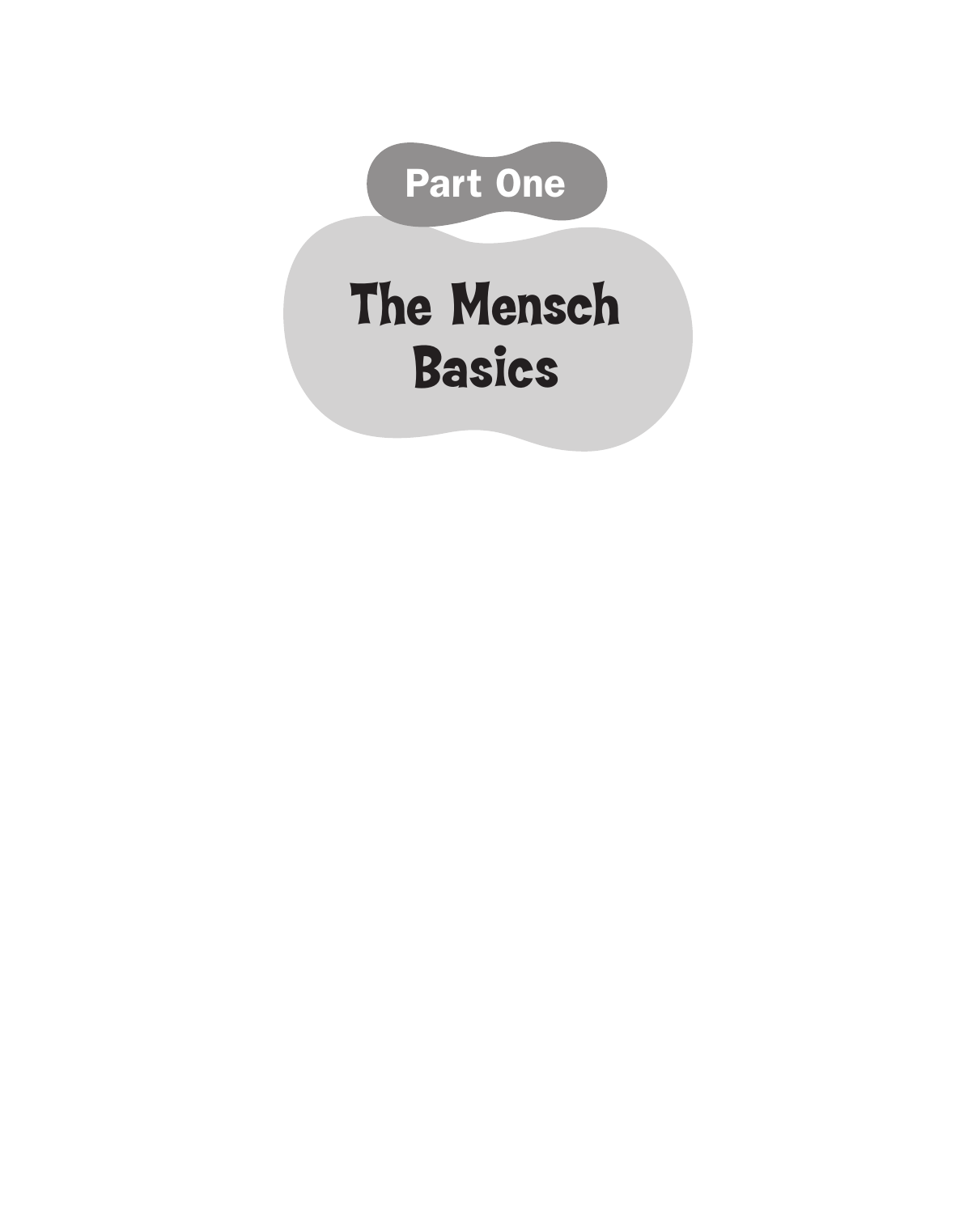# Part One

# The Mensch Basics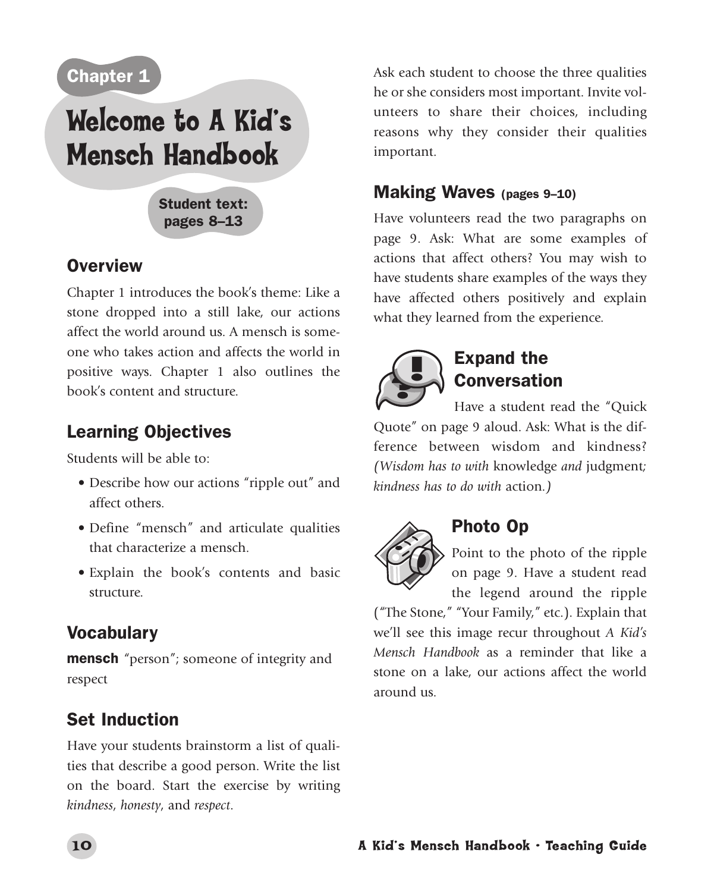Chapter 1

# Welcome to A Kid's Mensch Handbook

**Student text: pages 8–13**

## Overview

Chapter 1 introduces the book's theme: Like a stone dropped into a still lake, our actions affect the world around us. A mensch is someone who takes action and affects the world in positive ways. Chapter 1 also outlines the book's content and structure.

## Learning Objectives

Students will be able to:

- Describe how our actions "ripple out" and affect others.
- Define "mensch" and articulate qualities that characterize a mensch.
- Explain the book's contents and basic structure.

## Vocabulary

**mensch** "person"; someone of integrity and respect

## Set Induction

Have your students brainstorm a list of qualities that describe a good person. Write the list on the board. Start the exercise by writing *kindness*, *honesty*, and *respect*.

Ask each student to choose the three qualities he or she considers most important. Invite volunteers to share their choices, including reasons why they consider their qualities important.

## Making Waves (pages 9–10)

Have volunteers read the two paragraphs on page 9. Ask: What are some examples of actions that affect others? You may wish to have students share examples of the ways they have affected others positively and explain what they learned from the experience.

### Expand the Conversation

Have a student read the "Quick Quote" on page 9 aloud. Ask: What is the difference between wisdom and kindness? *(Wisdom has to with* knowledge *and* judgment*; kindness has to do with* action.*)*

### Photo Op

Point to the photo of the ripple on page 9. Have a student read the legend around the ripple ("The Stone," "Your Family," etc.). Explain that we'll see this image recur throughout *A Kid's Mensch Handbook* as a reminder that like a stone on a lake, our actions affect the world around us.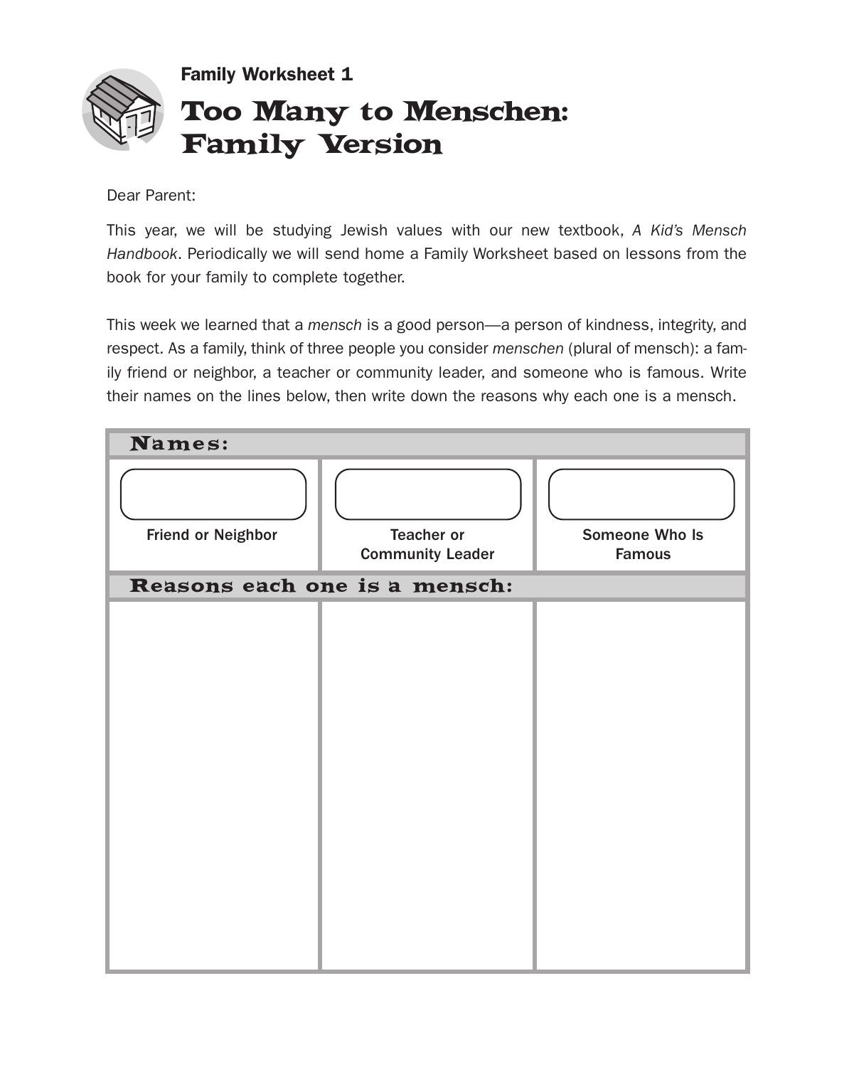**Family Worksheet 1**

# Too Many to Menschen: Family Version

Dear Parent:

This year, we will be studying Jewish values with our new textbook, *A Kid's Mensch Handbook*. Periodically we will send home a Family Worksheet based on lessons from the book for your family to complete together.

This week we learned that a *mensch* is a good person—a person of kindness, integrity, and respect. As a family, think of three people you consider *menschen* (plural of mensch): a family friend or neighbor, a teacher or community leader, and someone who is famous. Write their names on the lines below, then write down the reasons why each one is a mensch.

| **Names:** | | |
|---|---|---|
| | | |
| Friend or Neighbor | Teacher or Community Leader | Someone Who Is Famous |
| **Reasons each one is a mensch:** | | |
| | | |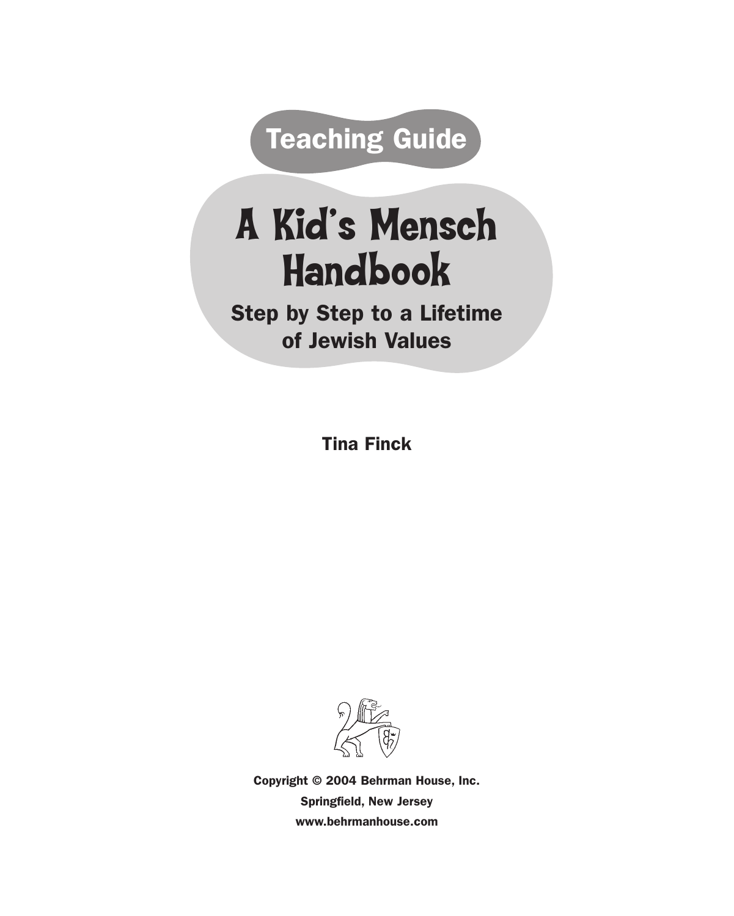Teaching Guide

# A Kid's Mensch Handbook

## Step by Step to a Lifetime of Jewish Values

**Tina Finck**

Copyright © 2004 Behrman House, Inc.
Springfield, New Jersey
www.behrmanhouse.com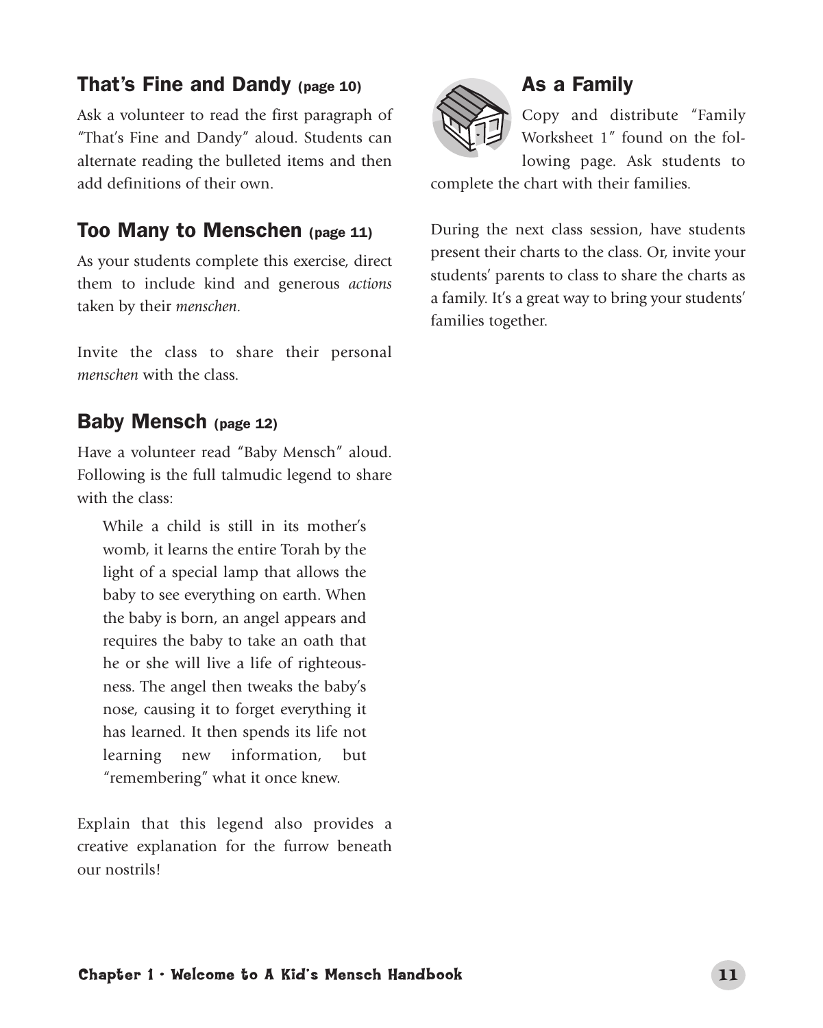## That's Fine and Dandy (page 10)

Ask a volunteer to read the first paragraph of "That's Fine and Dandy" aloud. Students can alternate reading the bulleted items and then add definitions of their own.

## Too Many to Menschen (page 11)

As your students complete this exercise, direct them to include kind and generous *actions* taken by their *menschen*.

Invite the class to share their personal *menschen* with the class.

## Baby Mensch (page 12)

Have a volunteer read "Baby Mensch" aloud. Following is the full talmudic legend to share with the class:

> While a child is still in its mother's womb, it learns the entire Torah by the light of a special lamp that allows the baby to see everything on earth. When the baby is born, an angel appears and requires the baby to take an oath that he or she will live a life of righteousness. The angel then tweaks the baby's nose, causing it to forget everything it has learned. It then spends its life not learning new information, but "remembering" what it once knew.

Explain that this legend also provides a creative explanation for the furrow beneath our nostrils!

## As a Family

Copy and distribute "Family Worksheet 1" found on the following page. Ask students to complete the chart with their families.

During the next class session, have students present their charts to the class. Or, invite your students' parents to class to share the charts as a family. It's a great way to bring your students' families together.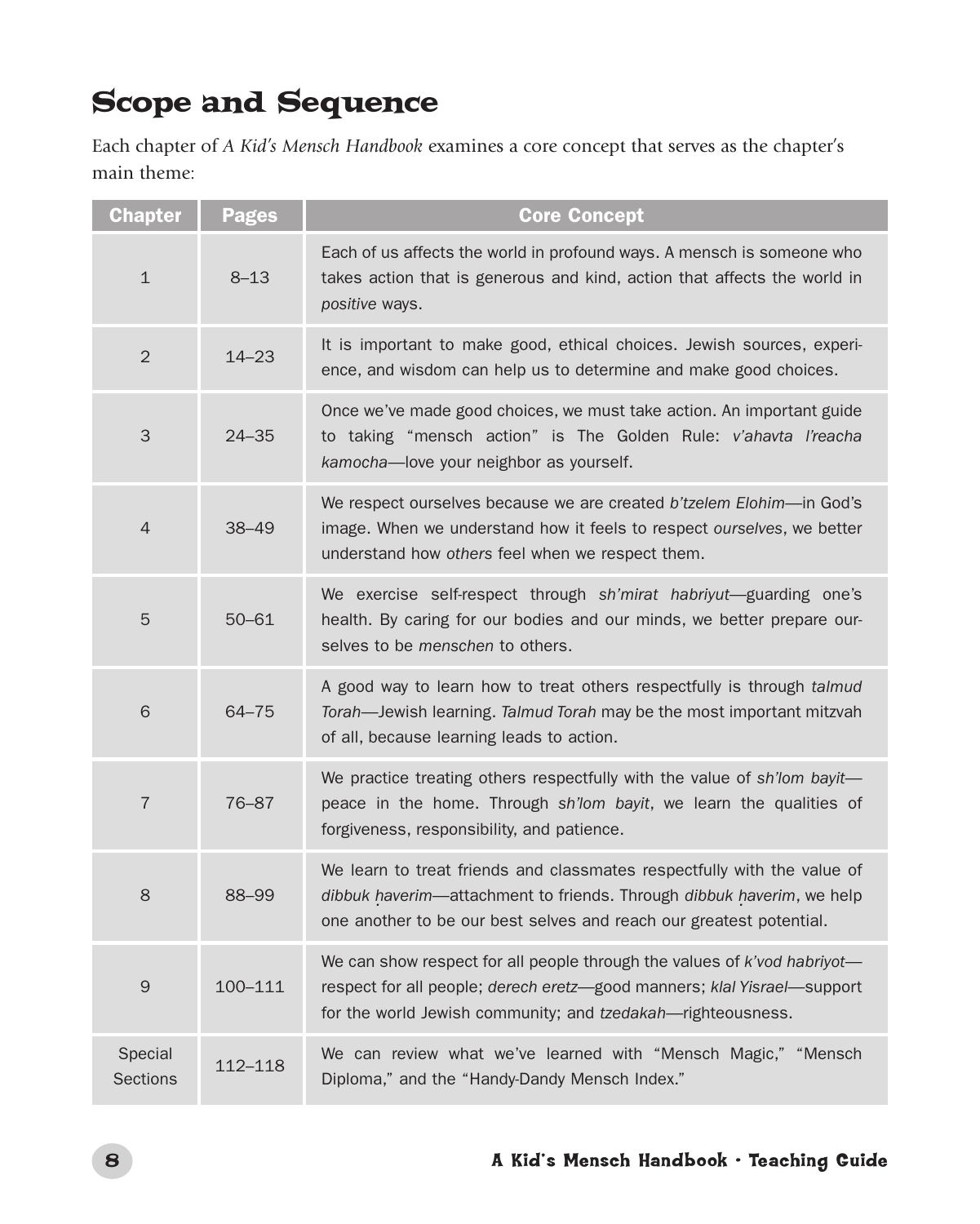# Scope and Sequence

Each chapter of *A Kid's Mensch Handbook* examines a core concept that serves as the chapter's main theme:

| Chapter | Pages | Core Concept |
|---|---|---|
| 1 | 8–13 | Each of us affects the world in profound ways. A mensch is someone who takes action that is generous and kind, action that affects the world in *positive* ways. |
| 2 | 14–23 | It is important to make good, ethical choices. Jewish sources, experience, and wisdom can help us to determine and make good choices. |
| 3 | 24–35 | Once we've made good choices, we must take action. An important guide to taking "mensch action" is The Golden Rule: *v'ahavta l'reacha kamocha*—love your neighbor as yourself. |
| 4 | 38–49 | We respect ourselves because we are created *b'tzelem Elohim*—in God's image. When we understand how it feels to respect *ourselves*, we better understand how *others* feel when we respect them. |
| 5 | 50–61 | We exercise self-respect through *sh'mirat habriyut*—guarding one's health. By caring for our bodies and our minds, we better prepare ourselves to be *menschen* to others. |
| 6 | 64–75 | A good way to learn how to treat others respectfully is through *talmud Torah*—Jewish learning. *Talmud Torah* may be the most important mitzvah of all, because learning leads to action. |
| 7 | 76–87 | We practice treating others respectfully with the value of *sh'lom bayit*—peace in the home. Through *sh'lom bayit*, we learn the qualities of forgiveness, responsibility, and patience. |
| 8 | 88–99 | We learn to treat friends and classmates respectfully with the value of *dibbuk ḥaverim*—attachment to friends. Through *dibbuk ḥaverim*, we help one another to be our best selves and reach our greatest potential. |
| 9 | 100–111 | We can show respect for all people through the values of *k'vod habriyot*—respect for all people; *derech eretz*—good manners; *klal Yisrael*—support for the world Jewish community; and *tzedakah*—righteousness. |
| Special Sections | 112–118 | We can review what we've learned with "Mensch Magic," "Mensch Diploma," and the "Handy-Dandy Mensch Index." |